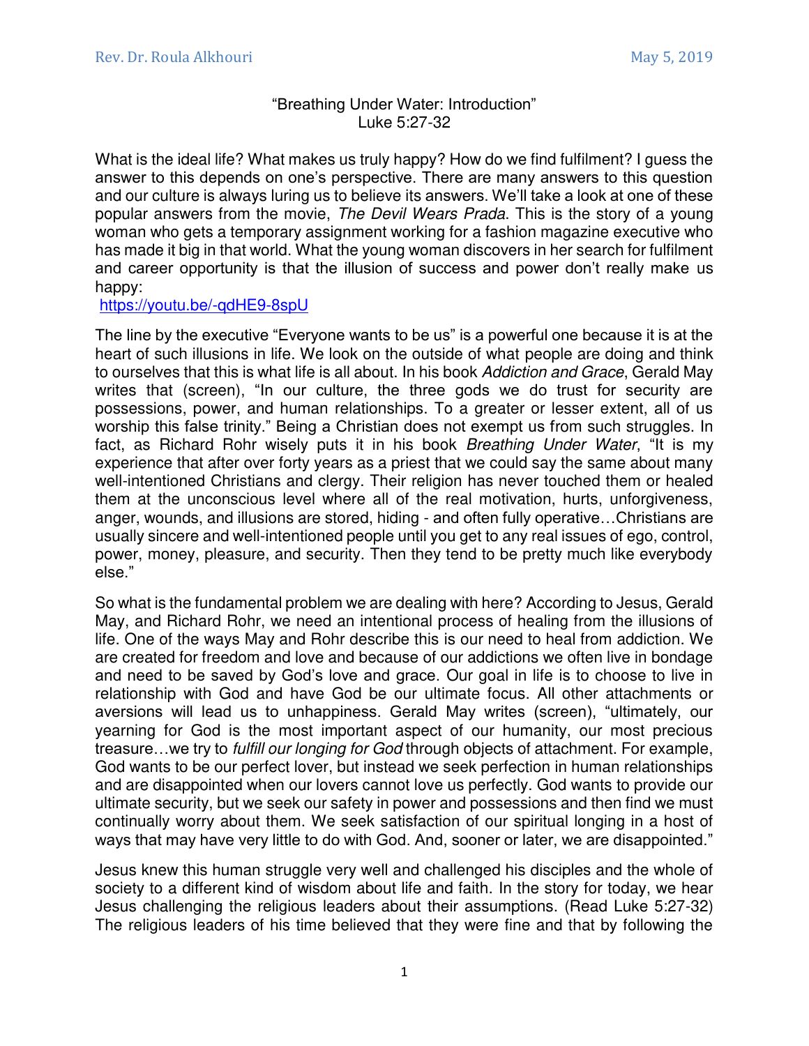"Breathing Under Water: Introduction"
Luke 5:27-32

What is the ideal life? What makes us truly happy? How do we find fulfilment? I guess the answer to this depends on one's perspective. There are many answers to this question and our culture is always luring us to believe its answers. We'll take a look at one of these popular answers from the movie, *The Devil Wears Prada*. This is the story of a young woman who gets a temporary assignment working for a fashion magazine executive who has made it big in that world. What the young woman discovers in her search for fulfilment and career opportunity is that the illusion of success and power don't really make us happy:
[https://youtu.be/-qdHE9-8spU](https://youtu.be/-qdHE9-8spU)

The line by the executive "Everyone wants to be us" is a powerful one because it is at the heart of such illusions in life. We look on the outside of what people are doing and think to ourselves that this is what life is all about. In his book *Addiction and Grace*, Gerald May writes that (screen), "In our culture, the three gods we do trust for security are possessions, power, and human relationships. To a greater or lesser extent, all of us worship this false trinity." Being a Christian does not exempt us from such struggles. In fact, as Richard Rohr wisely puts it in his book *Breathing Under Water*, "It is my experience that after over forty years as a priest that we could say the same about many well-intentioned Christians and clergy. Their religion has never touched them or healed them at the unconscious level where all of the real motivation, hurts, unforgiveness, anger, wounds, and illusions are stored, hiding - and often fully operative…Christians are usually sincere and well-intentioned people until you get to any real issues of ego, control, power, money, pleasure, and security. Then they tend to be pretty much like everybody else."

So what is the fundamental problem we are dealing with here? According to Jesus, Gerald May, and Richard Rohr, we need an intentional process of healing from the illusions of life. One of the ways May and Rohr describe this is our need to heal from addiction. We are created for freedom and love and because of our addictions we often live in bondage and need to be saved by God's love and grace. Our goal in life is to choose to live in relationship with God and have God be our ultimate focus. All other attachments or aversions will lead us to unhappiness. Gerald May writes (screen), "ultimately, our yearning for God is the most important aspect of our humanity, our most precious treasure…we try to *fulfill our longing for God* through objects of attachment. For example, God wants to be our perfect lover, but instead we seek perfection in human relationships and are disappointed when our lovers cannot love us perfectly. God wants to provide our ultimate security, but we seek our safety in power and possessions and then find we must continually worry about them. We seek satisfaction of our spiritual longing in a host of ways that may have very little to do with God. And, sooner or later, we are disappointed."

Jesus knew this human struggle very well and challenged his disciples and the whole of society to a different kind of wisdom about life and faith. In the story for today, we hear Jesus challenging the religious leaders about their assumptions. (Read Luke 5:27-32) The religious leaders of his time believed that they were fine and that by following the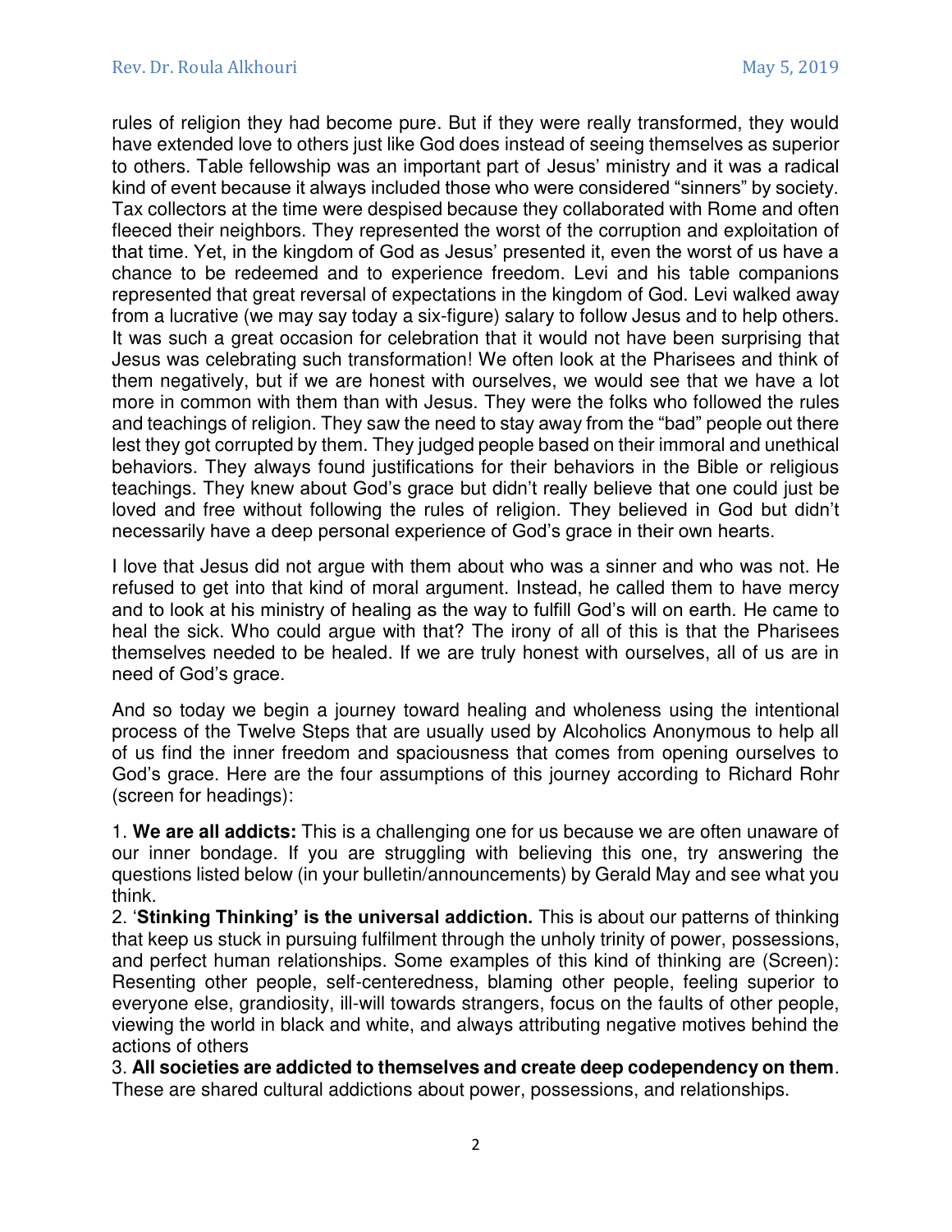rules of religion they had become pure. But if they were really transformed, they would have extended love to others just like God does instead of seeing themselves as superior to others. Table fellowship was an important part of Jesus' ministry and it was a radical kind of event because it always included those who were considered "sinners" by society. Tax collectors at the time were despised because they collaborated with Rome and often fleeced their neighbors. They represented the worst of the corruption and exploitation of that time. Yet, in the kingdom of God as Jesus' presented it, even the worst of us have a chance to be redeemed and to experience freedom. Levi and his table companions represented that great reversal of expectations in the kingdom of God. Levi walked away from a lucrative (we may say today a six-figure) salary to follow Jesus and to help others. It was such a great occasion for celebration that it would not have been surprising that Jesus was celebrating such transformation! We often look at the Pharisees and think of them negatively, but if we are honest with ourselves, we would see that we have a lot more in common with them than with Jesus. They were the folks who followed the rules and teachings of religion. They saw the need to stay away from the "bad" people out there lest they got corrupted by them. They judged people based on their immoral and unethical behaviors. They always found justifications for their behaviors in the Bible or religious teachings. They knew about God's grace but didn't really believe that one could just be loved and free without following the rules of religion. They believed in God but didn't necessarily have a deep personal experience of God's grace in their own hearts.

I love that Jesus did not argue with them about who was a sinner and who was not. He refused to get into that kind of moral argument. Instead, he called them to have mercy and to look at his ministry of healing as the way to fulfill God's will on earth. He came to heal the sick. Who could argue with that? The irony of all of this is that the Pharisees themselves needed to be healed. If we are truly honest with ourselves, all of us are in need of God's grace.

And so today we begin a journey toward healing and wholeness using the intentional process of the Twelve Steps that are usually used by Alcoholics Anonymous to help all of us find the inner freedom and spaciousness that comes from opening ourselves to God's grace. Here are the four assumptions of this journey according to Richard Rohr (screen for headings):

1. **We are all addicts:** This is a challenging one for us because we are often unaware of our inner bondage. If you are struggling with believing this one, try answering the questions listed below (in your bulletin/announcements) by Gerald May and see what you think.
2. '**Stinking Thinking' is the universal addiction.** This is about our patterns of thinking that keep us stuck in pursuing fulfilment through the unholy trinity of power, possessions, and perfect human relationships. Some examples of this kind of thinking are (Screen): Resenting other people, self-centeredness, blaming other people, feeling superior to everyone else, grandiosity, ill-will towards strangers, focus on the faults of other people, viewing the world in black and white, and always attributing negative motives behind the actions of others
3. **All societies are addicted to themselves and create deep codependency on them**. These are shared cultural addictions about power, possessions, and relationships.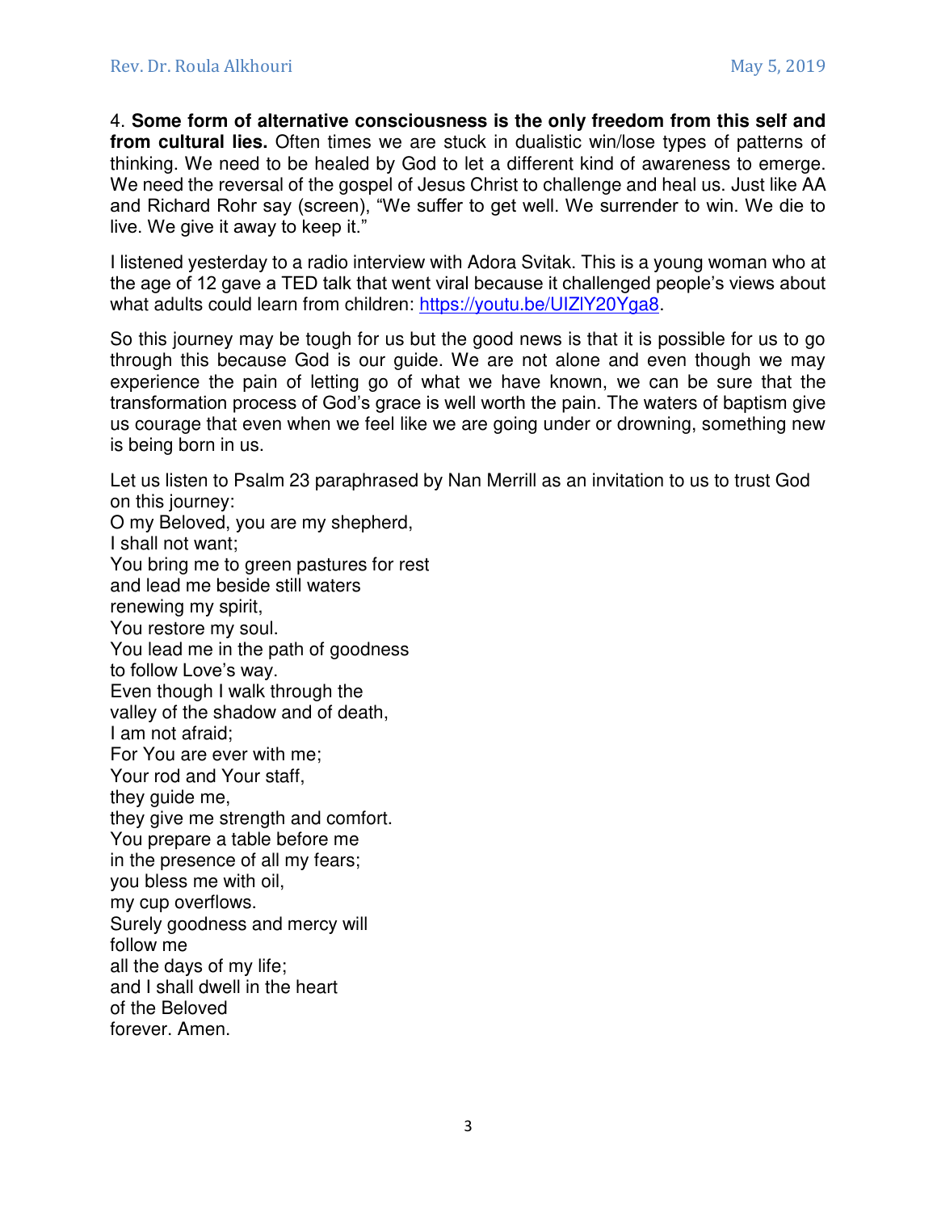4. **Some form of alternative consciousness is the only freedom from this self and from cultural lies.** Often times we are stuck in dualistic win/lose types of patterns of thinking. We need to be healed by God to let a different kind of awareness to emerge. We need the reversal of the gospel of Jesus Christ to challenge and heal us. Just like AA and Richard Rohr say (screen), "We suffer to get well. We surrender to win. We die to live. We give it away to keep it."

I listened yesterday to a radio interview with Adora Svitak. This is a young woman who at the age of 12 gave a TED talk that went viral because it challenged people's views about what adults could learn from children: [https://youtu.be/UIZlY20Yga8](https://youtu.be/UIZlY20Yga8).

So this journey may be tough for us but the good news is that it is possible for us to go through this because God is our guide. We are not alone and even though we may experience the pain of letting go of what we have known, we can be sure that the transformation process of God's grace is well worth the pain. The waters of baptism give us courage that even when we feel like we are going under or drowning, something new is being born in us.

Let us listen to Psalm 23 paraphrased by Nan Merrill as an invitation to us to trust God on this journey:

O my Beloved, you are my shepherd,
I shall not want;
You bring me to green pastures for rest
and lead me beside still waters
renewing my spirit,
You restore my soul.
You lead me in the path of goodness
to follow Love's way.
Even though I walk through the
valley of the shadow and of death,
I am not afraid;
For You are ever with me;
Your rod and Your staff,
they guide me,
they give me strength and comfort.
You prepare a table before me
in the presence of all my fears;
you bless me with oil,
my cup overflows.
Surely goodness and mercy will
follow me
all the days of my life;
and I shall dwell in the heart
of the Beloved
forever. Amen.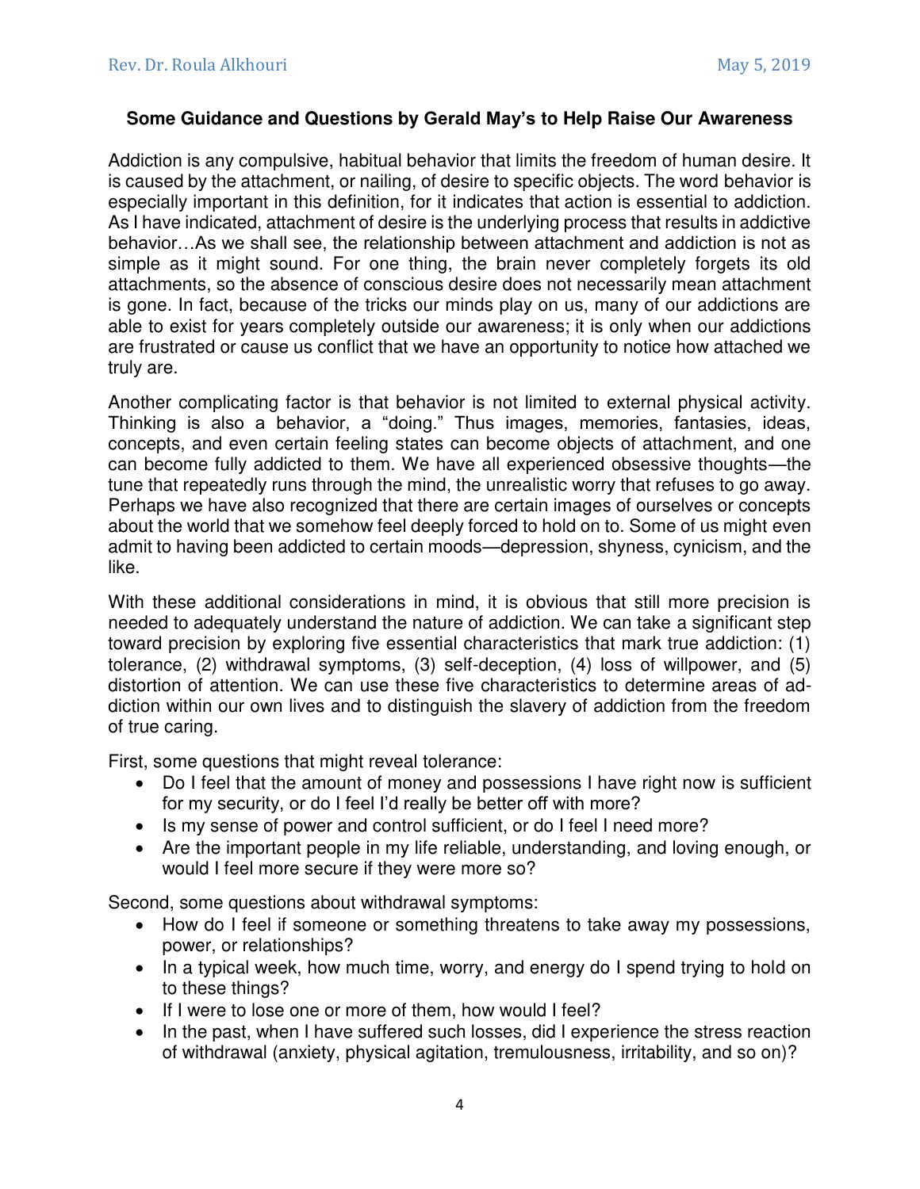**Some Guidance and Questions by Gerald May's to Help Raise Our Awareness**

Addiction is any compulsive, habitual behavior that limits the freedom of human desire. It is caused by the attachment, or nailing, of desire to specific objects. The word behavior is especially important in this definition, for it indicates that action is essential to addiction. As I have indicated, attachment of desire is the underlying process that results in addictive behavior…As we shall see, the relationship between attachment and addiction is not as simple as it might sound. For one thing, the brain never completely forgets its old attachments, so the absence of conscious desire does not necessarily mean attachment is gone. In fact, because of the tricks our minds play on us, many of our addictions are able to exist for years completely outside our awareness; it is only when our addictions are frustrated or cause us conflict that we have an opportunity to notice how attached we truly are.

Another complicating factor is that behavior is not limited to external physical activity. Thinking is also a behavior, a "doing." Thus images, memories, fantasies, ideas, concepts, and even certain feeling states can become objects of attachment, and one can become fully addicted to them. We have all experienced obsessive thoughts—the tune that repeatedly runs through the mind, the unrealistic worry that refuses to go away. Perhaps we have also recognized that there are certain images of ourselves or concepts about the world that we somehow feel deeply forced to hold on to. Some of us might even admit to having been addicted to certain moods—depression, shyness, cynicism, and the like.

With these additional considerations in mind, it is obvious that still more precision is needed to adequately understand the nature of addiction. We can take a significant step toward precision by exploring five essential characteristics that mark true addiction: (1) tolerance, (2) withdrawal symptoms, (3) self-deception, (4) loss of willpower, and (5) distortion of attention. We can use these five characteristics to determine areas of addiction within our own lives and to distinguish the slavery of addiction from the freedom of true caring.

First, some questions that might reveal tolerance:

- Do I feel that the amount of money and possessions I have right now is sufficient for my security, or do I feel I'd really be better off with more?
- Is my sense of power and control sufficient, or do I feel I need more?
- Are the important people in my life reliable, understanding, and loving enough, or would I feel more secure if they were more so?

Second, some questions about withdrawal symptoms:

- How do I feel if someone or something threatens to take away my possessions, power, or relationships?
- In a typical week, how much time, worry, and energy do I spend trying to hold on to these things?
- If I were to lose one or more of them, how would I feel?
- In the past, when I have suffered such losses, did I experience the stress reaction of withdrawal (anxiety, physical agitation, tremulousness, irritability, and so on)?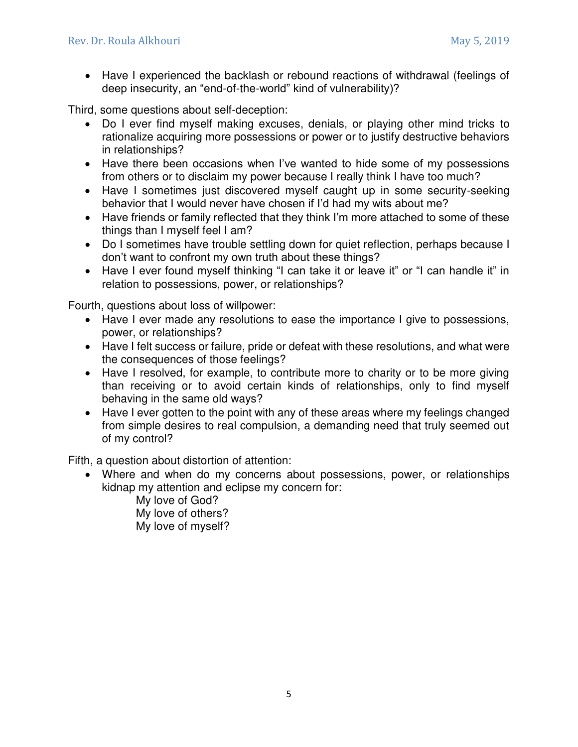- Have I experienced the backlash or rebound reactions of withdrawal (feelings of deep insecurity, an "end-of-the-world" kind of vulnerability)?

Third, some questions about self-deception:

- Do I ever find myself making excuses, denials, or playing other mind tricks to rationalize acquiring more possessions or power or to justify destructive behaviors in relationships?
- Have there been occasions when I've wanted to hide some of my possessions from others or to disclaim my power because I really think I have too much?
- Have I sometimes just discovered myself caught up in some security-seeking behavior that I would never have chosen if I'd had my wits about me?
- Have friends or family reflected that they think I'm more attached to some of these things than I myself feel I am?
- Do I sometimes have trouble settling down for quiet reflection, perhaps because I don't want to confront my own truth about these things?
- Have I ever found myself thinking "I can take it or leave it" or "I can handle it" in relation to possessions, power, or relationships?

Fourth, questions about loss of willpower:

- Have I ever made any resolutions to ease the importance I give to possessions, power, or relationships?
- Have I felt success or failure, pride or defeat with these resolutions, and what were the consequences of those feelings?
- Have I resolved, for example, to contribute more to charity or to be more giving than receiving or to avoid certain kinds of relationships, only to find myself behaving in the same old ways?
- Have I ever gotten to the point with any of these areas where my feelings changed from simple desires to real compulsion, a demanding need that truly seemed out of my control?

Fifth, a question about distortion of attention:

- Where and when do my concerns about possessions, power, or relationships kidnap my attention and eclipse my concern for:

  My love of God?
  My love of others?
  My love of myself?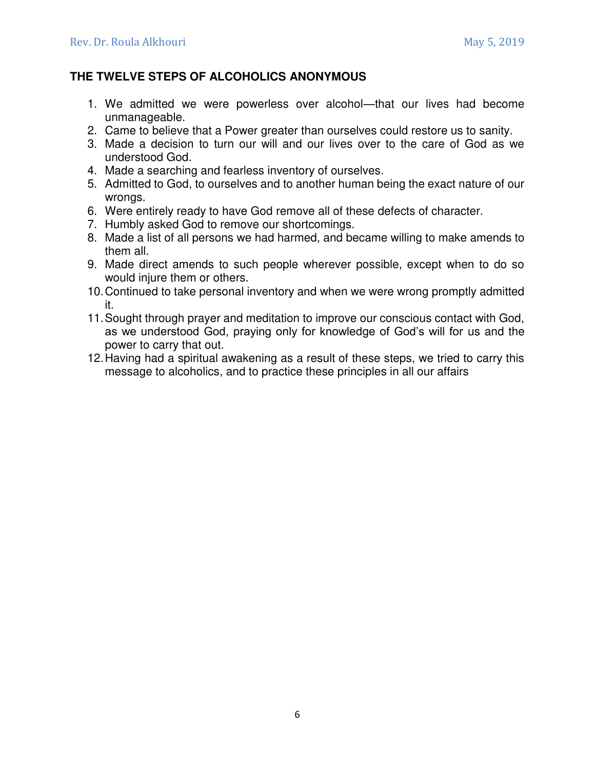**THE TWELVE STEPS OF ALCOHOLICS ANONYMOUS**

1. We admitted we were powerless over alcohol—that our lives had become unmanageable.
2. Came to believe that a Power greater than ourselves could restore us to sanity.
3. Made a decision to turn our will and our lives over to the care of God as we understood God.
4. Made a searching and fearless inventory of ourselves.
5. Admitted to God, to ourselves and to another human being the exact nature of our wrongs.
6. Were entirely ready to have God remove all of these defects of character.
7. Humbly asked God to remove our shortcomings.
8. Made a list of all persons we had harmed, and became willing to make amends to them all.
9. Made direct amends to such people wherever possible, except when to do so would injure them or others.
10. Continued to take personal inventory and when we were wrong promptly admitted it.
11. Sought through prayer and meditation to improve our conscious contact with God, as we understood God, praying only for knowledge of God's will for us and the power to carry that out.
12. Having had a spiritual awakening as a result of these steps, we tried to carry this message to alcoholics, and to practice these principles in all our affairs